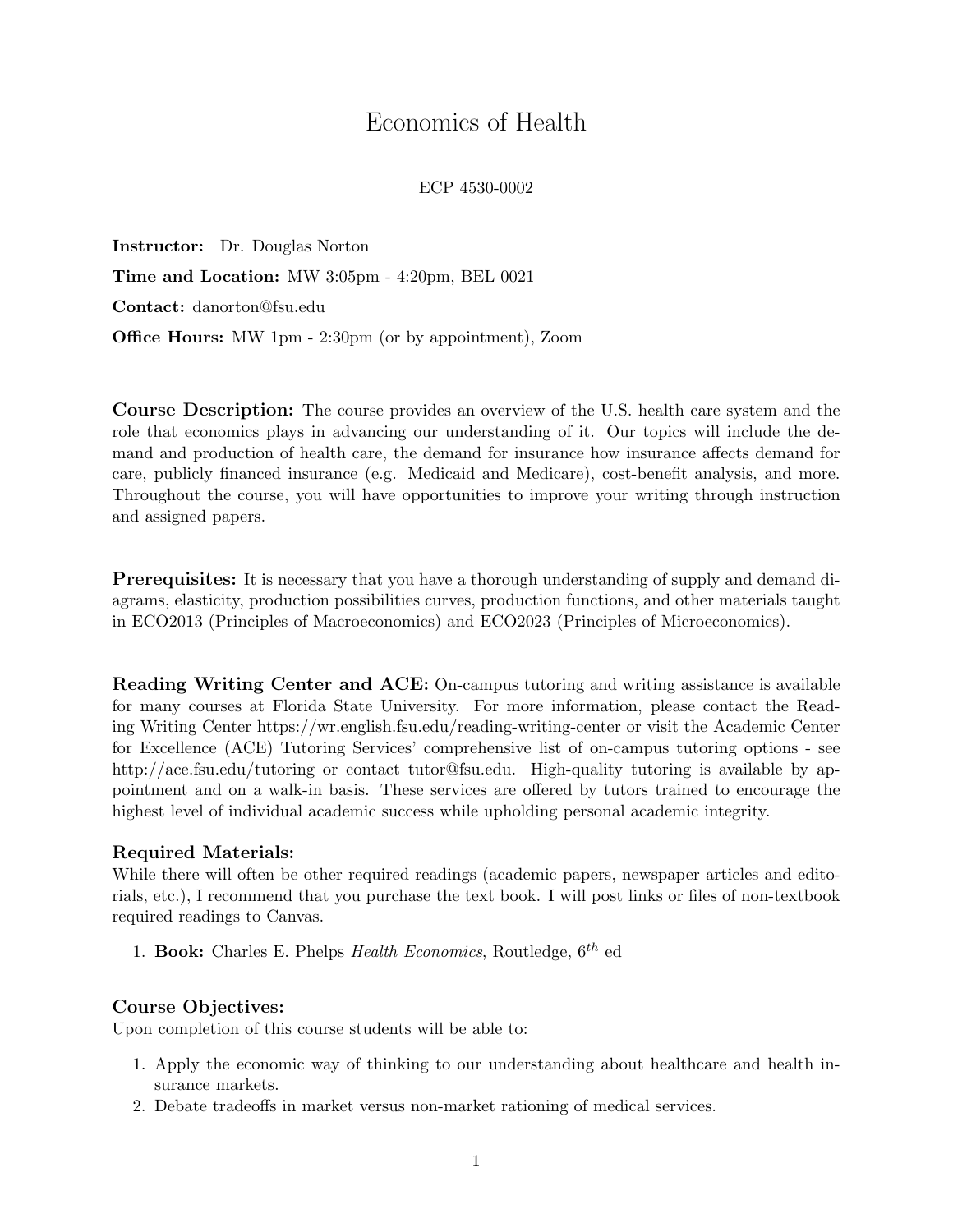# Economics of Health

ECP 4530-0002

**Instructor:** Dr. Douglas Norton

**Time and Location:** MW 3:05pm - 4:20pm, BEL 0021

**Contact:** danorton@fsu.edu

**Office Hours:** MW 1pm - 2:30pm (or by appointment), Zoom

**Course Description:** The course provides an overview of the U.S. health care system and the role that economics plays in advancing our understanding of it. Our topics will include the demand and production of health care, the demand for insurance how insurance affects demand for care, publicly financed insurance (e.g. Medicaid and Medicare), cost-benefit analysis, and more. Throughout the course, you will have opportunities to improve your writing through instruction and assigned papers.

**Prerequisites:** It is necessary that you have a thorough understanding of supply and demand diagrams, elasticity, production possibilities curves, production functions, and other materials taught in ECO2013 (Principles of Macroeconomics) and ECO2023 (Principles of Microeconomics).

**Reading Writing Center and ACE:** On-campus tutoring and writing assistance is available for many courses at Florida State University. For more information, please contact the Reading Writing Center https://wr.english.fsu.edu/reading-writing-center or visit the Academic Center for Excellence (ACE) Tutoring Services' comprehensive list of on-campus tutoring options - see http://ace.fsu.edu/tutoring or contact tutor@fsu.edu. High-quality tutoring is available by appointment and on a walk-in basis. These services are offered by tutors trained to encourage the highest level of individual academic success while upholding personal academic integrity.

### Required Materials:

While there will often be other required readings (academic papers, newspaper articles and editorials, etc.), I recommend that you purchase the text book. I will post links or files of non-textbook required readings to Canvas.

1. **Book:** Charles E. Phelps *Health Economics*, Routledge, $6^{th}$ ed

### Course Objectives:

Upon completion of this course students will be able to:

1. Apply the economic way of thinking to our understanding about healthcare and health insurance markets.
2. Debate tradeoffs in market versus non-market rationing of medical services.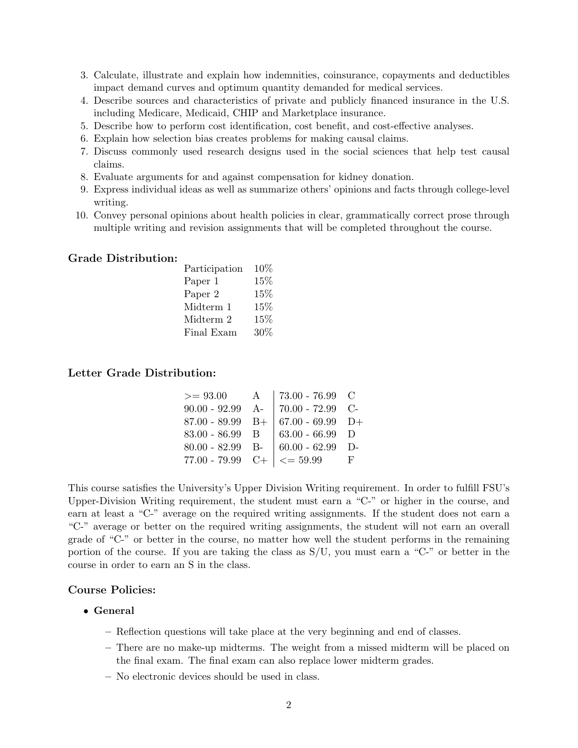3. Calculate, illustrate and explain how indemnities, coinsurance, copayments and deductibles impact demand curves and optimum quantity demanded for medical services.
4. Describe sources and characteristics of private and publicly financed insurance in the U.S. including Medicare, Medicaid, CHIP and Marketplace insurance.
5. Describe how to perform cost identification, cost benefit, and cost-effective analyses.
6. Explain how selection bias creates problems for making causal claims.
7. Discuss commonly used research designs used in the social sciences that help test causal claims.
8. Evaluate arguments for and against compensation for kidney donation.
9. Express individual ideas as well as summarize others' opinions and facts through college-level writing.
10. Convey personal opinions about health policies in clear, grammatically correct prose through multiple writing and revision assignments that will be completed throughout the course.

### Grade Distribution:

| | |
|---|---|
| Participation | 10% |
| Paper 1 | 15% |
| Paper 2 | 15% |
| Midterm 1 | 15% |
| Midterm 2 | 15% |
| Final Exam | 30% |

### Letter Grade Distribution:

| | | | |
|---|---|---|---|
| >= 93.00 | A | 73.00 - 76.99 | C |
| 90.00 - 92.99 | A- | 70.00 - 72.99 | C- |
| 87.00 - 89.99 | B+ | 67.00 - 69.99 | D+ |
| 83.00 - 86.99 | B | 63.00 - 66.99 | D |
| 80.00 - 82.99 | B- | 60.00 - 62.99 | D- |
| 77.00 - 79.99 | C+ | <= 59.99 | F |

This course satisfies the University's Upper Division Writing requirement. In order to fulfill FSU's Upper-Division Writing requirement, the student must earn a "C-" or higher in the course, and earn at least a "C-" average on the required writing assignments. If the student does not earn a "C-" average or better on the required writing assignments, the student will not earn an overall grade of "C-" or better in the course, no matter how well the student performs in the remaining portion of the course. If you are taking the class as S/U, you must earn a "C-" or better in the course in order to earn an S in the class.

### Course Policies:

- **General**
  - Reflection questions will take place at the very beginning and end of classes.
  - There are no make-up midterms. The weight from a missed midterm will be placed on the final exam. The final exam can also replace lower midterm grades.
  - No electronic devices should be used in class.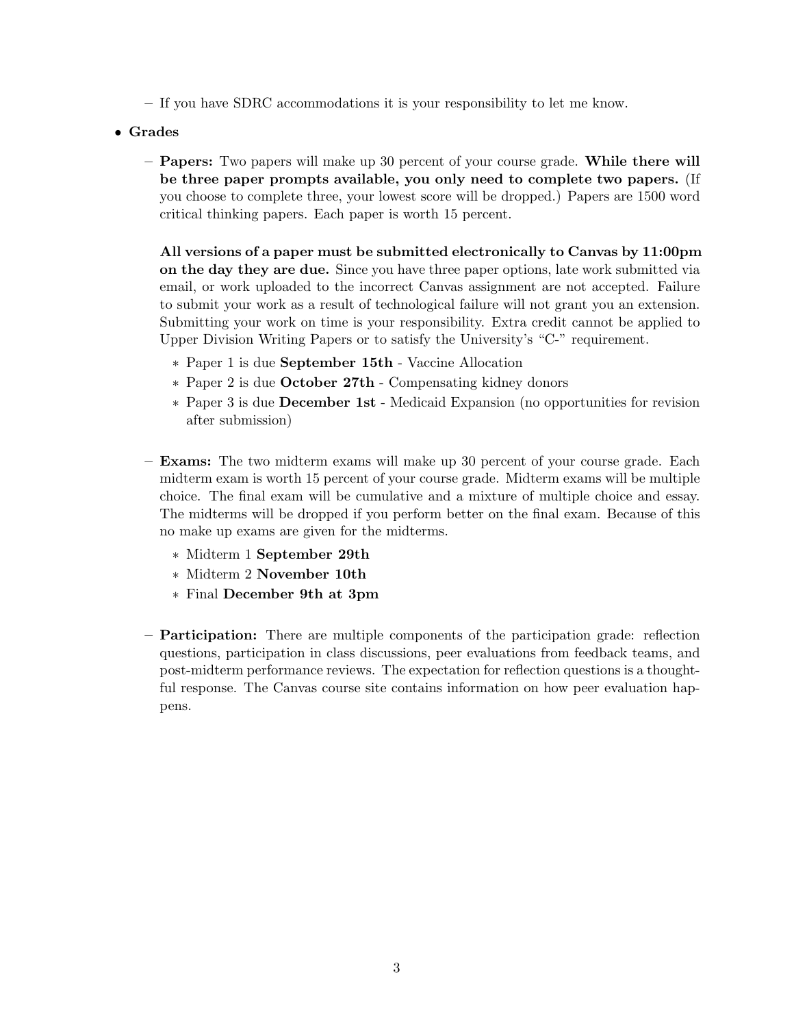- If you have SDRC accommodations it is your responsibility to let me know.

- **Grades**
  - **Papers:** Two papers will make up 30 percent of your course grade. **While there will be three paper prompts available, you only need to complete two papers.** (If you choose to complete three, your lowest score will be dropped.) Papers are 1500 word critical thinking papers. Each paper is worth 15 percent.

    **All versions of a paper must be submitted electronically to Canvas by 11:00pm on the day they are due.** Since you have three paper options, late work submitted via email, or work uploaded to the incorrect Canvas assignment are not accepted. Failure to submit your work as a result of technological failure will not grant you an extension. Submitting your work on time is your responsibility. Extra credit cannot be applied to Upper Division Writing Papers or to satisfy the University's "C-" requirement.

    * Paper 1 is due **September 15th** - Vaccine Allocation
    * Paper 2 is due **October 27th** - Compensating kidney donors
    * Paper 3 is due **December 1st** - Medicaid Expansion (no opportunities for revision after submission)

  - **Exams:** The two midterm exams will make up 30 percent of your course grade. Each midterm exam is worth 15 percent of your course grade. Midterm exams will be multiple choice. The final exam will be cumulative and a mixture of multiple choice and essay. The midterms will be dropped if you perform better on the final exam. Because of this no make up exams are given for the midterms.

    * Midterm 1 **September 29th**
    * Midterm 2 **November 10th**
    * Final **December 9th at 3pm**

  - **Participation:** There are multiple components of the participation grade: reflection questions, participation in class discussions, peer evaluations from feedback teams, and post-midterm performance reviews. The expectation for reflection questions is a thoughtful response. The Canvas course site contains information on how peer evaluation happens.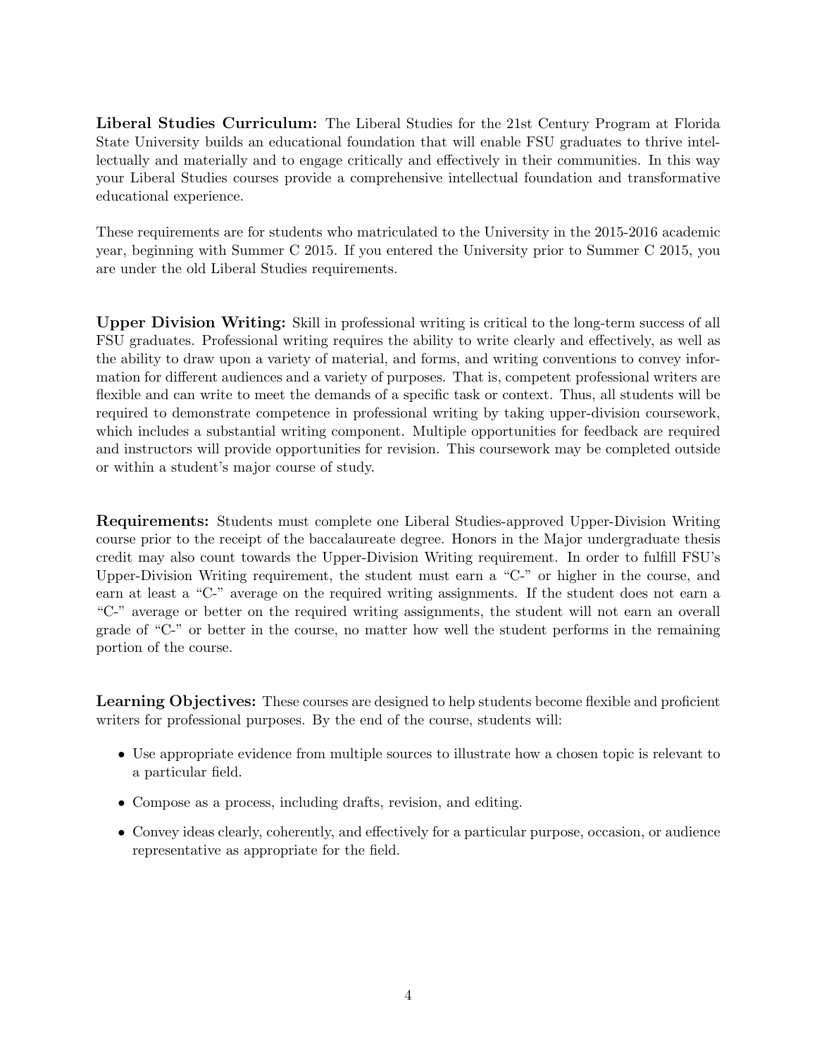**Liberal Studies Curriculum:** The Liberal Studies for the 21st Century Program at Florida State University builds an educational foundation that will enable FSU graduates to thrive intellectually and materially and to engage critically and effectively in their communities. In this way your Liberal Studies courses provide a comprehensive intellectual foundation and transformative educational experience.

These requirements are for students who matriculated to the University in the 2015-2016 academic year, beginning with Summer C 2015. If you entered the University prior to Summer C 2015, you are under the old Liberal Studies requirements.

**Upper Division Writing:** Skill in professional writing is critical to the long-term success of all FSU graduates. Professional writing requires the ability to write clearly and effectively, as well as the ability to draw upon a variety of material, and forms, and writing conventions to convey information for different audiences and a variety of purposes. That is, competent professional writers are flexible and can write to meet the demands of a specific task or context. Thus, all students will be required to demonstrate competence in professional writing by taking upper-division coursework, which includes a substantial writing component. Multiple opportunities for feedback are required and instructors will provide opportunities for revision. This coursework may be completed outside or within a student's major course of study.

**Requirements:** Students must complete one Liberal Studies-approved Upper-Division Writing course prior to the receipt of the baccalaureate degree. Honors in the Major undergraduate thesis credit may also count towards the Upper-Division Writing requirement. In order to fulfill FSU's Upper-Division Writing requirement, the student must earn a "C-" or higher in the course, and earn at least a "C-" average on the required writing assignments. If the student does not earn a "C-" average or better on the required writing assignments, the student will not earn an overall grade of "C-" or better in the course, no matter how well the student performs in the remaining portion of the course.

**Learning Objectives:** These courses are designed to help students become flexible and proficient writers for professional purposes. By the end of the course, students will:

- Use appropriate evidence from multiple sources to illustrate how a chosen topic is relevant to a particular field.
- Compose as a process, including drafts, revision, and editing.
- Convey ideas clearly, coherently, and effectively for a particular purpose, occasion, or audience representative as appropriate for the field.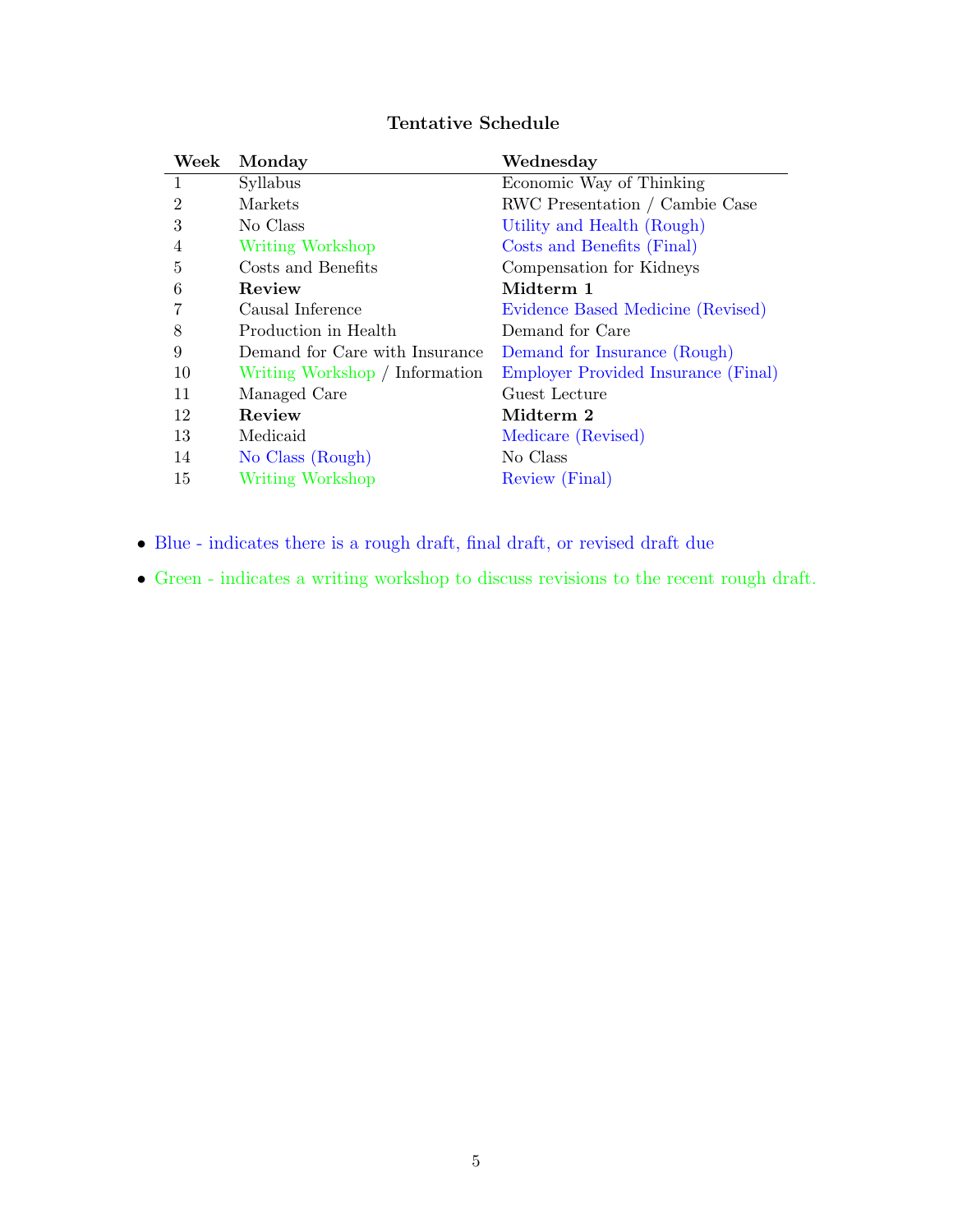### Tentative Schedule

| Week | Monday | Wednesday |
|---|---|---|
| 1 | Syllabus | Economic Way of Thinking |
| 2 | Markets | RWC Presentation / Cambie Case |
| 3 | No Class | Utility and Health (Rough) |
| 4 | Writing Workshop | Costs and Benefits (Final) |
| 5 | Costs and Benefits | Compensation for Kidneys |
| 6 | **Review** | **Midterm 1** |
| 7 | Causal Inference | Evidence Based Medicine (Revised) |
| 8 | Production in Health | Demand for Care |
| 9 | Demand for Care with Insurance | Demand for Insurance (Rough) |
| 10 | Writing Workshop / Information | Employer Provided Insurance (Final) |
| 11 | Managed Care | Guest Lecture |
| 12 | **Review** | **Midterm 2** |
| 13 | Medicaid | Medicare (Revised) |
| 14 | No Class (Rough) | No Class |
| 15 | Writing Workshop | Review (Final) |

- Blue - indicates there is a rough draft, final draft, or revised draft due
- Green - indicates a writing workshop to discuss revisions to the recent rough draft.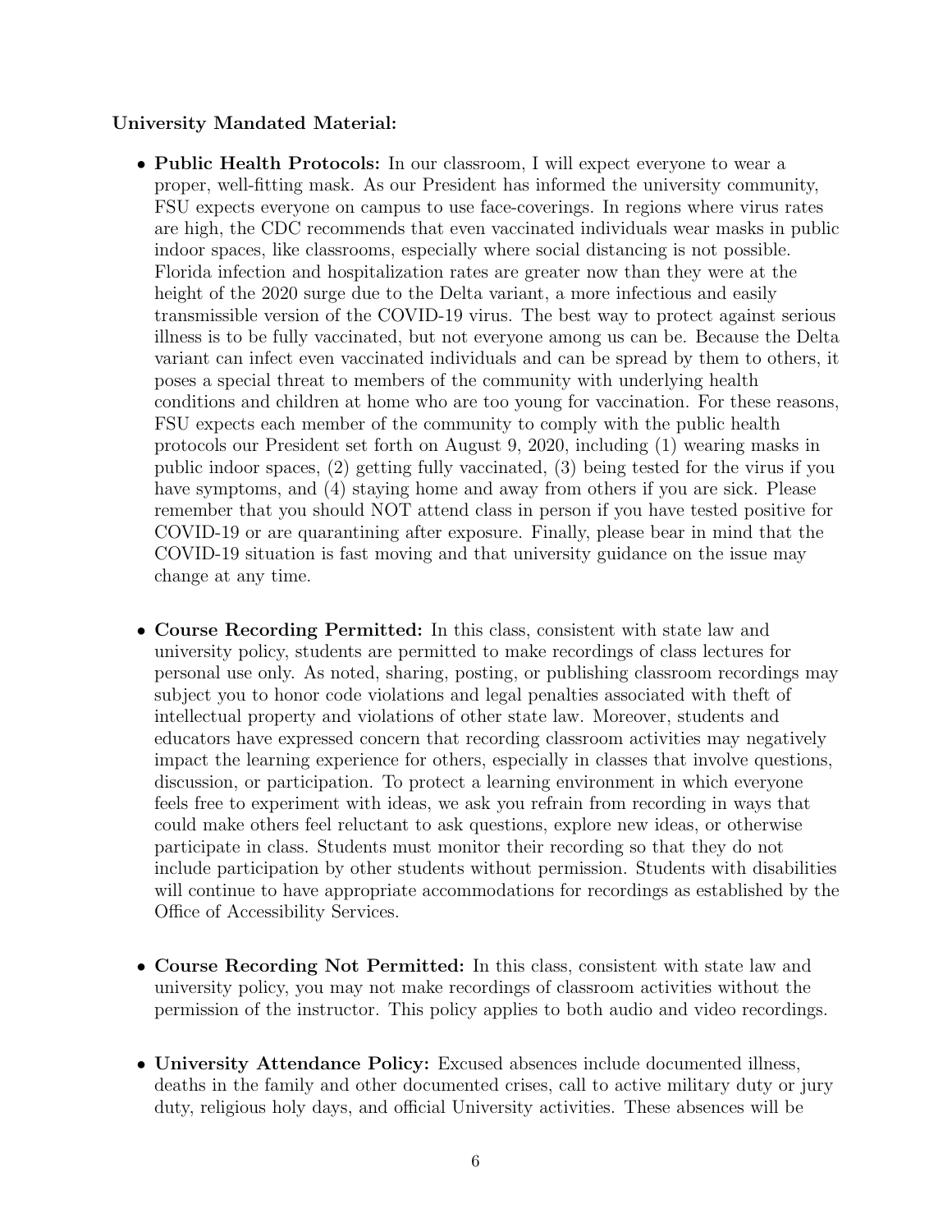**University Mandated Material:**

- **Public Health Protocols:** In our classroom, I will expect everyone to wear a proper, well-fitting mask. As our President has informed the university community, FSU expects everyone on campus to use face-coverings. In regions where virus rates are high, the CDC recommends that even vaccinated individuals wear masks in public indoor spaces, like classrooms, especially where social distancing is not possible. Florida infection and hospitalization rates are greater now than they were at the height of the 2020 surge due to the Delta variant, a more infectious and easily transmissible version of the COVID-19 virus. The best way to protect against serious illness is to be fully vaccinated, but not everyone among us can be. Because the Delta variant can infect even vaccinated individuals and can be spread by them to others, it poses a special threat to members of the community with underlying health conditions and children at home who are too young for vaccination. For these reasons, FSU expects each member of the community to comply with the public health protocols our President set forth on August 9, 2020, including (1) wearing masks in public indoor spaces, (2) getting fully vaccinated, (3) being tested for the virus if you have symptoms, and (4) staying home and away from others if you are sick. Please remember that you should NOT attend class in person if you have tested positive for COVID-19 or are quarantining after exposure. Finally, please bear in mind that the COVID-19 situation is fast moving and that university guidance on the issue may change at any time.

- **Course Recording Permitted:** In this class, consistent with state law and university policy, students are permitted to make recordings of class lectures for personal use only. As noted, sharing, posting, or publishing classroom recordings may subject you to honor code violations and legal penalties associated with theft of intellectual property and violations of other state law. Moreover, students and educators have expressed concern that recording classroom activities may negatively impact the learning experience for others, especially in classes that involve questions, discussion, or participation. To protect a learning environment in which everyone feels free to experiment with ideas, we ask you refrain from recording in ways that could make others feel reluctant to ask questions, explore new ideas, or otherwise participate in class. Students must monitor their recording so that they do not include participation by other students without permission. Students with disabilities will continue to have appropriate accommodations for recordings as established by the Office of Accessibility Services.

- **Course Recording Not Permitted:** In this class, consistent with state law and university policy, you may not make recordings of classroom activities without the permission of the instructor. This policy applies to both audio and video recordings.

- **University Attendance Policy:** Excused absences include documented illness, deaths in the family and other documented crises, call to active military duty or jury duty, religious holy days, and official University activities. These absences will be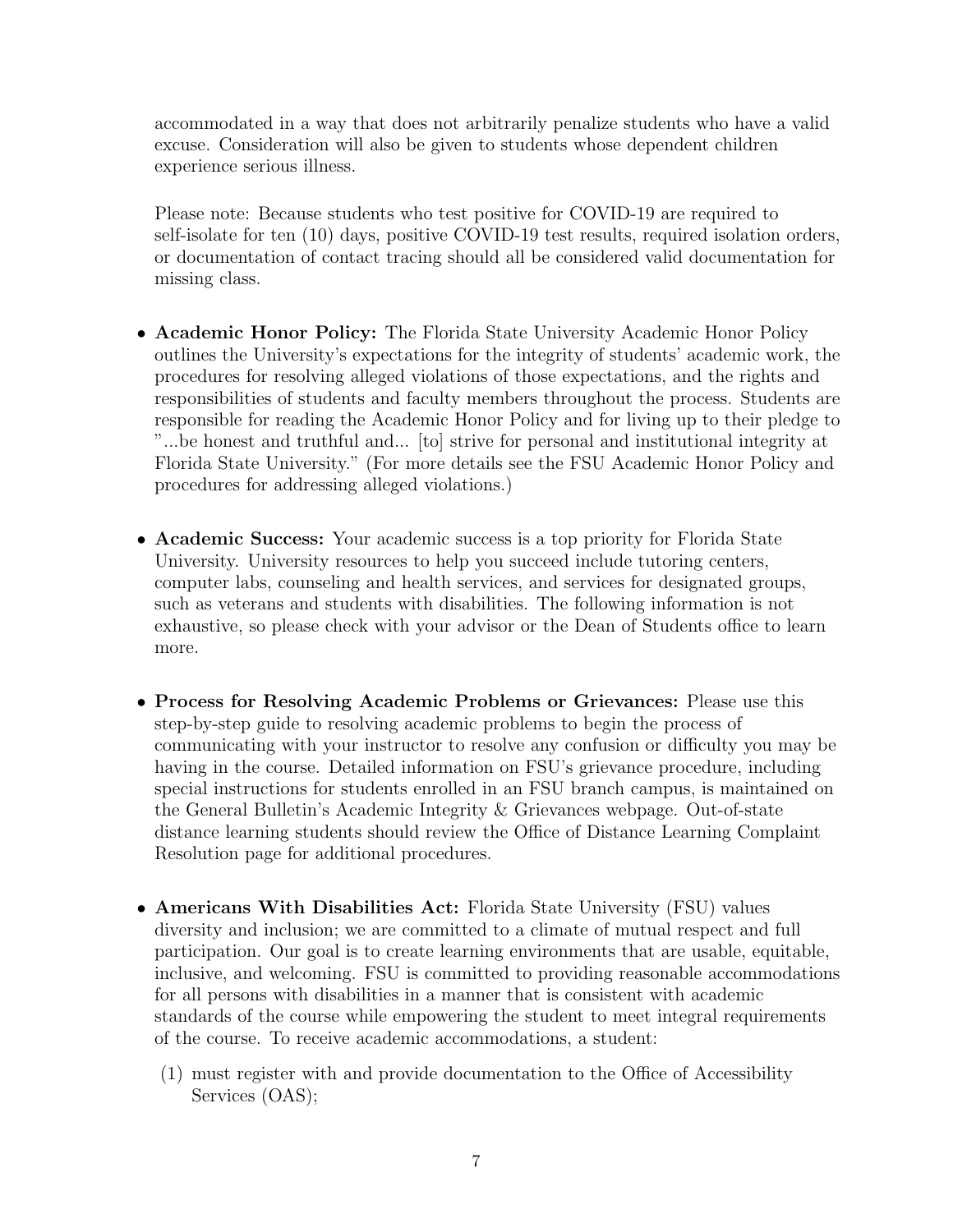accommodated in a way that does not arbitrarily penalize students who have a valid excuse. Consideration will also be given to students whose dependent children experience serious illness.

Please note: Because students who test positive for COVID-19 are required to self-isolate for ten (10) days, positive COVID-19 test results, required isolation orders, or documentation of contact tracing should all be considered valid documentation for missing class.

- **Academic Honor Policy:** The Florida State University Academic Honor Policy outlines the University's expectations for the integrity of students' academic work, the procedures for resolving alleged violations of those expectations, and the rights and responsibilities of students and faculty members throughout the process. Students are responsible for reading the Academic Honor Policy and for living up to their pledge to "...be honest and truthful and... [to] strive for personal and institutional integrity at Florida State University." (For more details see the FSU Academic Honor Policy and procedures for addressing alleged violations.)

- **Academic Success:** Your academic success is a top priority for Florida State University. University resources to help you succeed include tutoring centers, computer labs, counseling and health services, and services for designated groups, such as veterans and students with disabilities. The following information is not exhaustive, so please check with your advisor or the Dean of Students office to learn more.

- **Process for Resolving Academic Problems or Grievances:** Please use this step-by-step guide to resolving academic problems to begin the process of communicating with your instructor to resolve any confusion or difficulty you may be having in the course. Detailed information on FSU's grievance procedure, including special instructions for students enrolled in an FSU branch campus, is maintained on the General Bulletin's Academic Integrity & Grievances webpage. Out-of-state distance learning students should review the Office of Distance Learning Complaint Resolution page for additional procedures.

- **Americans With Disabilities Act:** Florida State University (FSU) values diversity and inclusion; we are committed to a climate of mutual respect and full participation. Our goal is to create learning environments that are usable, equitable, inclusive, and welcoming. FSU is committed to providing reasonable accommodations for all persons with disabilities in a manner that is consistent with academic standards of the course while empowering the student to meet integral requirements of the course. To receive academic accommodations, a student:

  (1) must register with and provide documentation to the Office of Accessibility Services (OAS);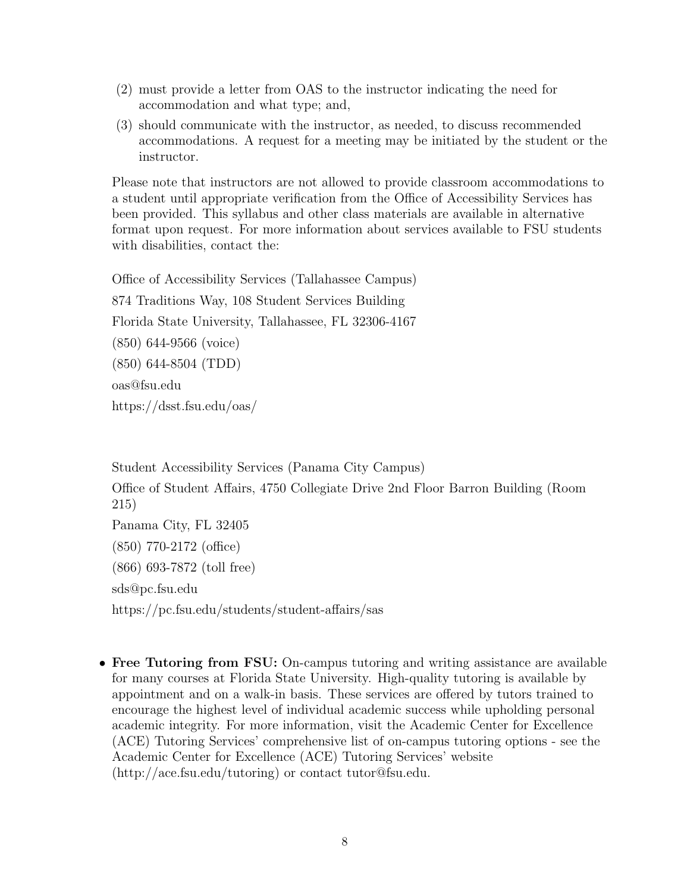(2) must provide a letter from OAS to the instructor indicating the need for accommodation and what type; and,

(3) should communicate with the instructor, as needed, to discuss recommended accommodations. A request for a meeting may be initiated by the student or the instructor.

Please note that instructors are not allowed to provide classroom accommodations to a student until appropriate verification from the Office of Accessibility Services has been provided. This syllabus and other class materials are available in alternative format upon request. For more information about services available to FSU students with disabilities, contact the:

Office of Accessibility Services (Tallahassee Campus)

874 Traditions Way, 108 Student Services Building

Florida State University, Tallahassee, FL 32306-4167

(850) 644-9566 (voice)

(850) 644-8504 (TDD)

oas@fsu.edu

https://dsst.fsu.edu/oas/

Student Accessibility Services (Panama City Campus)

Office of Student Affairs, 4750 Collegiate Drive 2nd Floor Barron Building (Room 215)

Panama City, FL 32405

(850) 770-2172 (office)

(866) 693-7872 (toll free)

sds@pc.fsu.edu

https://pc.fsu.edu/students/student-affairs/sas

- **Free Tutoring from FSU:** On-campus tutoring and writing assistance are available for many courses at Florida State University. High-quality tutoring is available by appointment and on a walk-in basis. These services are offered by tutors trained to encourage the highest level of individual academic success while upholding personal academic integrity. For more information, visit the Academic Center for Excellence (ACE) Tutoring Services' comprehensive list of on-campus tutoring options - see the Academic Center for Excellence (ACE) Tutoring Services' website (http://ace.fsu.edu/tutoring) or contact tutor@fsu.edu.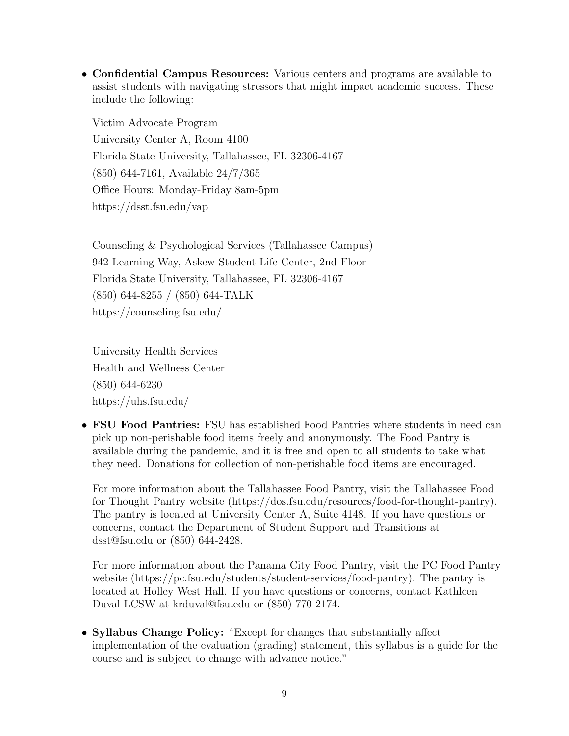- **Confidential Campus Resources:** Various centers and programs are available to assist students with navigating stressors that might impact academic success. These include the following:

  Victim Advocate Program
  University Center A, Room 4100
  Florida State University, Tallahassee, FL 32306-4167
  (850) 644-7161, Available 24/7/365
  Office Hours: Monday-Friday 8am-5pm
  https://dsst.fsu.edu/vap

  Counseling & Psychological Services (Tallahassee Campus)
  942 Learning Way, Askew Student Life Center, 2nd Floor
  Florida State University, Tallahassee, FL 32306-4167
  (850) 644-8255 / (850) 644-TALK
  https://counseling.fsu.edu/

  University Health Services
  Health and Wellness Center
  (850) 644-6230
  https://uhs.fsu.edu/

- **FSU Food Pantries:** FSU has established Food Pantries where students in need can pick up non-perishable food items freely and anonymously. The Food Pantry is available during the pandemic, and it is free and open to all students to take what they need. Donations for collection of non-perishable food items are encouraged.

  For more information about the Tallahassee Food Pantry, visit the Tallahassee Food for Thought Pantry website (https://dos.fsu.edu/resources/food-for-thought-pantry). The pantry is located at University Center A, Suite 4148. If you have questions or concerns, contact the Department of Student Support and Transitions at dsst@fsu.edu or (850) 644-2428.

  For more information about the Panama City Food Pantry, visit the PC Food Pantry website (https://pc.fsu.edu/students/student-services/food-pantry). The pantry is located at Holley West Hall. If you have questions or concerns, contact Kathleen Duval LCSW at krduval@fsu.edu or (850) 770-2174.

- **Syllabus Change Policy:** "Except for changes that substantially affect implementation of the evaluation (grading) statement, this syllabus is a guide for the course and is subject to change with advance notice."